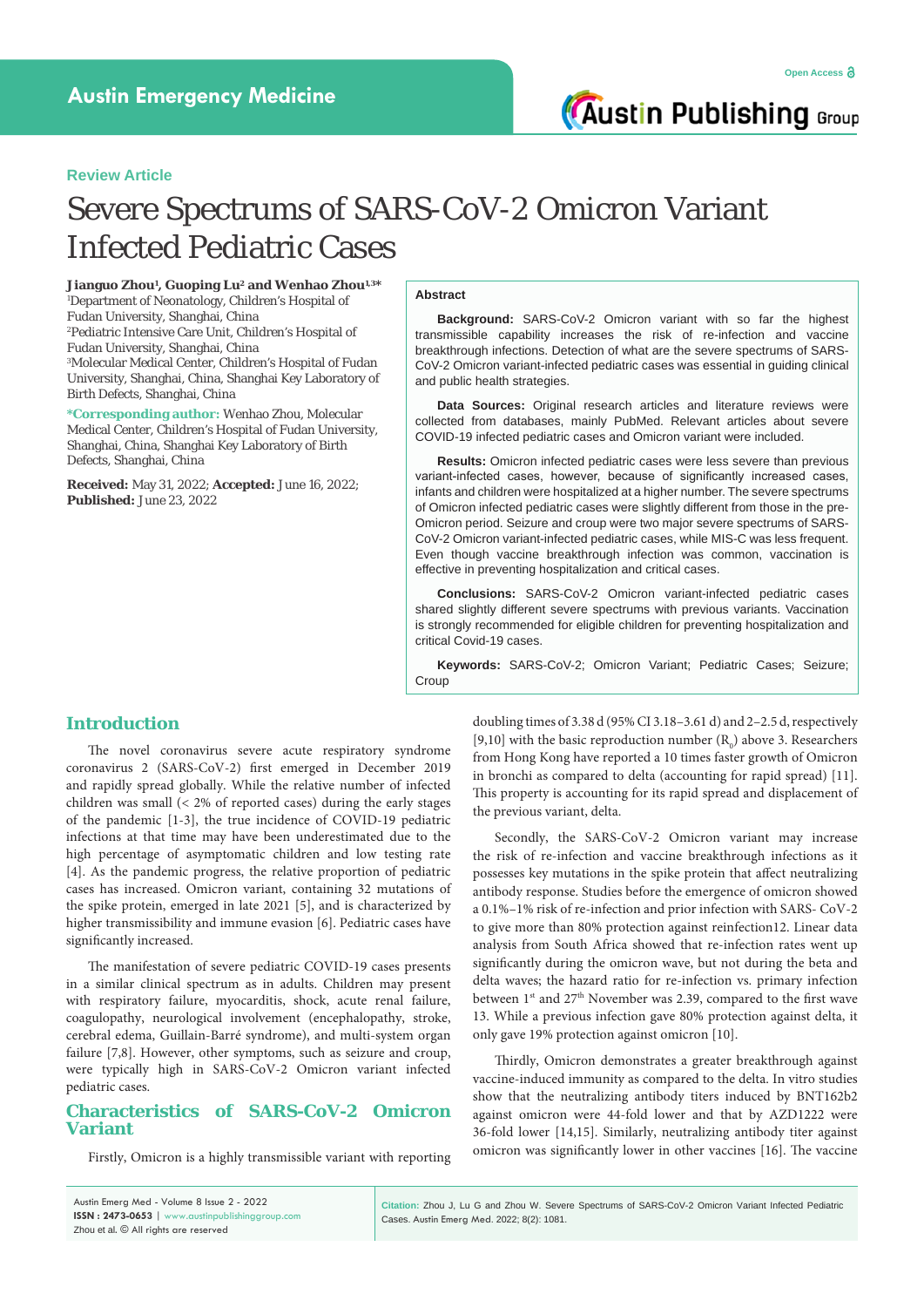Review Article

# Severe Spectrums of SARS-CoV-2 Omicron Variant Infected Pediatric Cases

**Jianguo Zhou[1], Guoping Lu[2] and Wenhao Zhou[1,3]***

[1]Department of Neonatology, Children's Hospital of Fudan University, Shanghai, China

[2]Pediatric Intensive Care Unit, Children's Hospital of Fudan University, Shanghai, China

[3]Molecular Medical Center, Children's Hospital of Fudan University, Shanghai, China, Shanghai Key Laboratory of Birth Defects, Shanghai, China

***Corresponding author:** Wenhao Zhou, Molecular Medical Center, Children's Hospital of Fudan University, Shanghai, China, Shanghai Key Laboratory of Birth Defects, Shanghai, China

**Received:** May 31, 2022; **Accepted:** June 16, 2022; **Published:** June 23, 2022

## Abstract

**Background:** SARS-CoV-2 Omicron variant with so far the highest transmissible capability increases the risk of re-infection and vaccine breakthrough infections. Detection of what are the severe spectrums of SARS-CoV-2 Omicron variant-infected pediatric cases was essential in guiding clinical and public health strategies.

**Data Sources:** Original research articles and literature reviews were collected from databases, mainly PubMed. Relevant articles about severe COVID-19 infected pediatric cases and Omicron variant were included.

**Results:** Omicron infected pediatric cases were less severe than previous variant-infected cases, however, because of significantly increased cases, infants and children were hospitalized at a higher number. The severe spectrums of Omicron infected pediatric cases were slightly different from those in the pre-Omicron period. Seizure and croup were two major severe spectrums of SARS-CoV-2 Omicron variant-infected pediatric cases, while MIS-C was less frequent. Even though vaccine breakthrough infection was common, vaccination is effective in preventing hospitalization and critical cases.

**Conclusions:** SARS-CoV-2 Omicron variant-infected pediatric cases shared slightly different severe spectrums with previous variants. Vaccination is strongly recommended for eligible children for preventing hospitalization and critical Covid-19 cases.

**Keywords:** SARS-CoV-2; Omicron Variant; Pediatric Cases; Seizure; Croup

## Introduction

The novel coronavirus severe acute respiratory syndrome coronavirus 2 (SARS-CoV-2) first emerged in December 2019 and rapidly spread globally. While the relative number of infected children was small (< 2% of reported cases) during the early stages of the pandemic [1-3], the true incidence of COVID-19 pediatric infections at that time may have been underestimated due to the high percentage of asymptomatic children and low testing rate [4]. As the pandemic progress, the relative proportion of pediatric cases has increased. Omicron variant, containing 32 mutations of the spike protein, emerged in late 2021 [5], and is characterized by higher transmissibility and immune evasion [6]. Pediatric cases have significantly increased.

The manifestation of severe pediatric COVID-19 cases presents in a similar clinical spectrum as in adults. Children may present with respiratory failure, myocarditis, shock, acute renal failure, coagulopathy, neurological involvement (encephalopathy, stroke, cerebral edema, Guillain-Barré syndrome), and multi-system organ failure [7,8]. However, other symptoms, such as seizure and croup, were typically high in SARS-CoV-2 Omicron variant infected pediatric cases.

## Characteristics of SARS-CoV-2 Omicron Variant

Firstly, Omicron is a highly transmissible variant with reporting doubling times of 3.38 d (95% CI 3.18–3.61 d) and 2–2.5 d, respectively [9,10] with the basic reproduction number ($R_0$) above 3. Researchers from Hong Kong have reported a 10 times faster growth of Omicron in bronchi as compared to delta (accounting for rapid spread) [11]. This property is accounting for its rapid spread and displacement of the previous variant, delta.

Secondly, the SARS-CoV-2 Omicron variant may increase the risk of re-infection and vaccine breakthrough infections as it possesses key mutations in the spike protein that affect neutralizing antibody response. Studies before the emergence of omicron showed a 0.1%–1% risk of re-infection and prior infection with SARS- CoV-2 to give more than 80% protection against reinfection12. Linear data analysis from South Africa showed that re-infection rates went up significantly during the omicron wave, but not during the beta and delta waves; the hazard ratio for re-infection vs. primary infection between 1st and 27th November was 2.39, compared to the first wave 13. While a previous infection gave 80% protection against delta, it only gave 19% protection against omicron [10].

Thirdly, Omicron demonstrates a greater breakthrough against vaccine-induced immunity as compared to the delta. In vitro studies show that the neutralizing antibody titers induced by BNT162b2 against omicron were 44-fold lower and that by AZD1222 were 36-fold lower [14,15]. Similarly, neutralizing antibody titer against omicron was significantly lower in other vaccines [16]. The vaccine

**Citation:** Zhou J, Lu G and Zhou W. Severe Spectrums of SARS-CoV-2 Omicron Variant Infected Pediatric Cases. Austin Emerg Med. 2022; 8(2): 1081.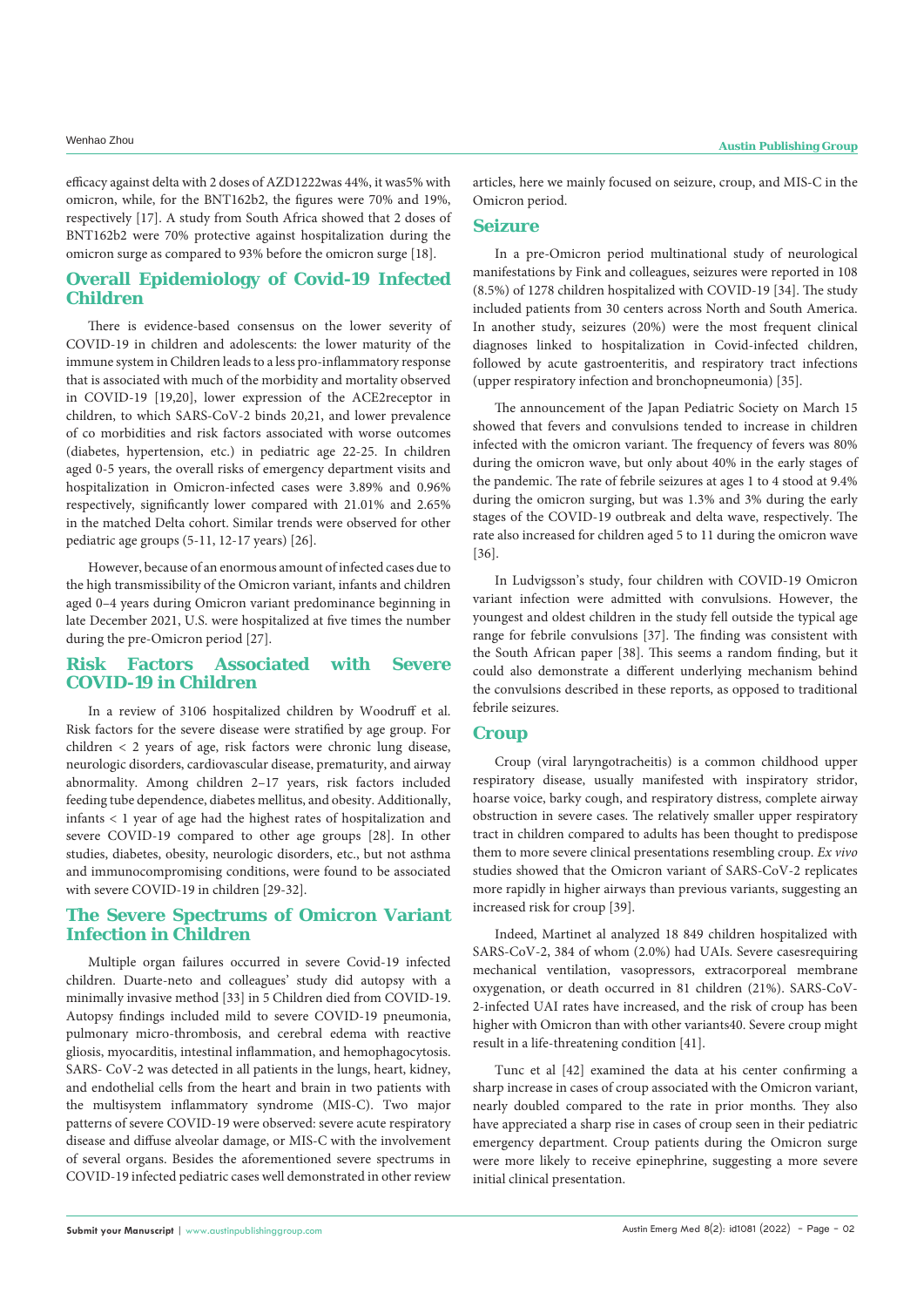efficacy against delta with 2 doses of AZD1222was 44%, it was5% with omicron, while, for the BNT162b2, the figures were 70% and 19%, respectively [17]. A study from South Africa showed that 2 doses of BNT162b2 were 70% protective against hospitalization during the omicron surge as compared to 93% before the omicron surge [18].

## Overall Epidemiology of Covid-19 Infected Children

There is evidence-based consensus on the lower severity of COVID-19 in children and adolescents: the lower maturity of the immune system in Children leads to a less pro-inflammatory response that is associated with much of the morbidity and mortality observed in COVID-19 [19,20], lower expression of the ACE2receptor in children, to which SARS-CoV-2 binds 20,21, and lower prevalence of co morbidities and risk factors associated with worse outcomes (diabetes, hypertension, etc.) in pediatric age 22-25. In children aged 0-5 years, the overall risks of emergency department visits and hospitalization in Omicron-infected cases were 3.89% and 0.96% respectively, significantly lower compared with 21.01% and 2.65% in the matched Delta cohort. Similar trends were observed for other pediatric age groups (5-11, 12-17 years) [26].

However, because of an enormous amount of infected cases due to the high transmissibility of the Omicron variant, infants and children aged 0–4 years during Omicron variant predominance beginning in late December 2021, U.S. were hospitalized at five times the number during the pre-Omicron period [27].

## Risk Factors Associated with Severe COVID-19 in Children

In a review of 3106 hospitalized children by Woodruff et al. Risk factors for the severe disease were stratified by age group. For children < 2 years of age, risk factors were chronic lung disease, neurologic disorders, cardiovascular disease, prematurity, and airway abnormality. Among children 2–17 years, risk factors included feeding tube dependence, diabetes mellitus, and obesity. Additionally, infants < 1 year of age had the highest rates of hospitalization and severe COVID-19 compared to other age groups [28]. In other studies, diabetes, obesity, neurologic disorders, etc., but not asthma and immunocompromising conditions, were found to be associated with severe COVID-19 in children [29-32].

## The Severe Spectrums of Omicron Variant Infection in Children

Multiple organ failures occurred in severe Covid-19 infected children. Duarte-neto and colleagues' study did autopsy with a minimally invasive method [33] in 5 Children died from COVID-19. Autopsy findings included mild to severe COVID-19 pneumonia, pulmonary micro-thrombosis, and cerebral edema with reactive gliosis, myocarditis, intestinal inflammation, and hemophagocytosis. SARS- CoV-2 was detected in all patients in the lungs, heart, kidney, and endothelial cells from the heart and brain in two patients with the multisystem inflammatory syndrome (MIS-C). Two major patterns of severe COVID-19 were observed: severe acute respiratory disease and diffuse alveolar damage, or MIS-C with the involvement of several organs. Besides the aforementioned severe spectrums in COVID-19 infected pediatric cases well demonstrated in other review articles, here we mainly focused on seizure, croup, and MIS-C in the Omicron period.

## Seizure

In a pre-Omicron period multinational study of neurological manifestations by Fink and colleagues, seizures were reported in 108 (8.5%) of 1278 children hospitalized with COVID-19 [34]. The study included patients from 30 centers across North and South America. In another study, seizures (20%) were the most frequent clinical diagnoses linked to hospitalization in Covid-infected children, followed by acute gastroenteritis, and respiratory tract infections (upper respiratory infection and bronchopneumonia) [35].

The announcement of the Japan Pediatric Society on March 15 showed that fevers and convulsions tended to increase in children infected with the omicron variant. The frequency of fevers was 80% during the omicron wave, but only about 40% in the early stages of the pandemic. The rate of febrile seizures at ages 1 to 4 stood at 9.4% during the omicron surging, but was 1.3% and 3% during the early stages of the COVID-19 outbreak and delta wave, respectively. The rate also increased for children aged 5 to 11 during the omicron wave [36].

In Ludvigsson's study, four children with COVID-19 Omicron variant infection were admitted with convulsions. However, the youngest and oldest children in the study fell outside the typical age range for febrile convulsions [37]. The finding was consistent with the South African paper [38]. This seems a random finding, but it could also demonstrate a different underlying mechanism behind the convulsions described in these reports, as opposed to traditional febrile seizures.

## Croup

Croup (viral laryngotracheitis) is a common childhood upper respiratory disease, usually manifested with inspiratory stridor, hoarse voice, barky cough, and respiratory distress, complete airway obstruction in severe cases. The relatively smaller upper respiratory tract in children compared to adults has been thought to predispose them to more severe clinical presentations resembling croup. *Ex vivo* studies showed that the Omicron variant of SARS-CoV-2 replicates more rapidly in higher airways than previous variants, suggesting an increased risk for croup [39].

Indeed, Martinet al analyzed 18 849 children hospitalized with SARS-CoV-2, 384 of whom (2.0%) had UAIs. Severe casesrequiring mechanical ventilation, vasopressors, extracorporeal membrane oxygenation, or death occurred in 81 children (21%). SARS-CoV-2-infected UAI rates have increased, and the risk of croup has been higher with Omicron than with other variants40. Severe croup might result in a life-threatening condition [41].

Tunc et al [42] examined the data at his center confirming a sharp increase in cases of croup associated with the Omicron variant, nearly doubled compared to the rate in prior months. They also have appreciated a sharp rise in cases of croup seen in their pediatric emergency department. Croup patients during the Omicron surge were more likely to receive epinephrine, suggesting a more severe initial clinical presentation.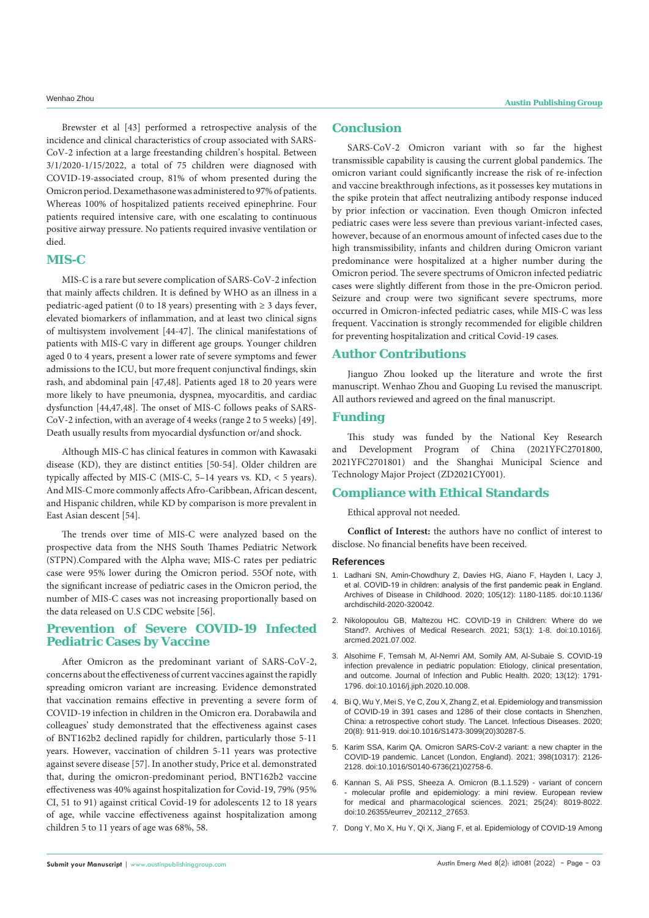Brewster et al [43] performed a retrospective analysis of the incidence and clinical characteristics of croup associated with SARS-CoV-2 infection at a large freestanding children's hospital. Between 3/1/2020-1/15/2022, a total of 75 children were diagnosed with COVID-19-associated croup, 81% of whom presented during the Omicron period. Dexamethasone was administered to 97% of patients. Whereas 100% of hospitalized patients received epinephrine. Four patients required intensive care, with one escalating to continuous positive airway pressure. No patients required invasive ventilation or died.

## MIS-C

MIS-C is a rare but severe complication of SARS-CoV-2 infection that mainly affects children. It is defined by WHO as an illness in a pediatric-aged patient (0 to 18 years) presenting with ≥ 3 days fever, elevated biomarkers of inflammation, and at least two clinical signs of multisystem involvement [44-47]. The clinical manifestations of patients with MIS-C vary in different age groups. Younger children aged 0 to 4 years, present a lower rate of severe symptoms and fewer admissions to the ICU, but more frequent conjunctival findings, skin rash, and abdominal pain [47,48]. Patients aged 18 to 20 years were more likely to have pneumonia, dyspnea, myocarditis, and cardiac dysfunction [44,47,48]. The onset of MIS-C follows peaks of SARS-CoV-2 infection, with an average of 4 weeks (range 2 to 5 weeks) [49]. Death usually results from myocardial dysfunction or/and shock.

Although MIS-C has clinical features in common with Kawasaki disease (KD), they are distinct entities [50-54]. Older children are typically affected by MIS-C (MIS-C, 5–14 years vs. KD, < 5 years). And MIS-C more commonly affects Afro-Caribbean, African descent, and Hispanic children, while KD by comparison is more prevalent in East Asian descent [54].

The trends over time of MIS-C were analyzed based on the prospective data from the NHS South Thames Pediatric Network (STPN).Compared with the Alpha wave; MIS-C rates per pediatric case were 95% lower during the Omicron period. 55Of note, with the significant increase of pediatric cases in the Omicron period, the number of MIS-C cases was not increasing proportionally based on the data released on U.S CDC website [56].

## Prevention of Severe COVID-19 Infected Pediatric Cases by Vaccine

After Omicron as the predominant variant of SARS-CoV-2, concerns about the effectiveness of current vaccines against the rapidly spreading omicron variant are increasing. Evidence demonstrated that vaccination remains effective in preventing a severe form of COVID-19 infection in children in the Omicron era. Dorabawila and colleagues' study demonstrated that the effectiveness against cases of BNT162b2 declined rapidly for children, particularly those 5-11 years. However, vaccination of children 5-11 years was protective against severe disease [57]. In another study, Price et al. demonstrated that, during the omicron-predominant period, BNT162b2 vaccine effectiveness was 40% against hospitalization for Covid-19, 79% (95% CI, 51 to 91) against critical Covid-19 for adolescents 12 to 18 years of age, while vaccine effectiveness against hospitalization among children 5 to 11 years of age was 68%, 58.

## Conclusion

SARS-CoV-2 Omicron variant with so far the highest transmissible capability is causing the current global pandemics. The omicron variant could significantly increase the risk of re-infection and vaccine breakthrough infections, as it possesses key mutations in the spike protein that affect neutralizing antibody response induced by prior infection or vaccination. Even though Omicron infected pediatric cases were less severe than previous variant-infected cases, however, because of an enormous amount of infected cases due to the high transmissibility, infants and children during Omicron variant predominance were hospitalized at a higher number during the Omicron period. The severe spectrums of Omicron infected pediatric cases were slightly different from those in the pre-Omicron period. Seizure and croup were two significant severe spectrums, more occurred in Omicron-infected pediatric cases, while MIS-C was less frequent. Vaccination is strongly recommended for eligible children for preventing hospitalization and critical Covid-19 cases.

## Author Contributions

Jianguo Zhou looked up the literature and wrote the first manuscript. Wenhao Zhou and Guoping Lu revised the manuscript. All authors reviewed and agreed on the final manuscript.

## Funding

This study was funded by the National Key Research and Development Program of China (2021YFC2701800, 2021YFC2701801) and the Shanghai Municipal Science and Technology Major Project (ZD2021CY001).

## Compliance with Ethical Standards

Ethical approval not needed.

**Conflict of Interest:** the authors have no conflict of interest to disclose. No financial benefits have been received.

### References

1. Ladhani SN, Amin-Chowdhury Z, Davies HG, Aiano F, Hayden I, Lacy J, et al. COVID-19 in children: analysis of the first pandemic peak in England. Archives of Disease in Childhood. 2020; 105(12): 1180-1185. doi:10.1136/archdischild-2020-320042.

2. Nikolopoulou GB, Maltezou HC. COVID-19 in Children: Where do we Stand?. Archives of Medical Research. 2021; 53(1): 1-8. doi:10.1016/j.arcmed.2021.07.002.

3. Alsohime F, Temsah M, Al-Nemri AM, Somily AM, Al-Subaie S. COVID-19 infection prevalence in pediatric population: Etiology, clinical presentation, and outcome. Journal of Infection and Public Health. 2020; 13(12): 1791-1796. doi:10.1016/j.jiph.2020.10.008.

4. Bi Q, Wu Y, Mei S, Ye C, Zou X, Zhang Z, et al. Epidemiology and transmission of COVID-19 in 391 cases and 1286 of their close contacts in Shenzhen, China: a retrospective cohort study. The Lancet. Infectious Diseases. 2020; 20(8): 911-919. doi:10.1016/S1473-3099(20)30287-5.

5. Karim SSA, Karim QA. Omicron SARS-CoV-2 variant: a new chapter in the COVID-19 pandemic. Lancet (London, England). 2021; 398(10317): 2126-2128. doi:10.1016/S0140-6736(21)02758-6.

6. Kannan S, Ali PSS, Sheeza A. Omicron (B.1.1.529) - variant of concern - molecular profile and epidemiology: a mini review. European review for medical and pharmacological sciences. 2021; 25(24): 8019-8022. doi:10.26355/eurrev_202112_27653.

7. Dong Y, Mo X, Hu Y, Qi X, Jiang F, et al. Epidemiology of COVID-19 Among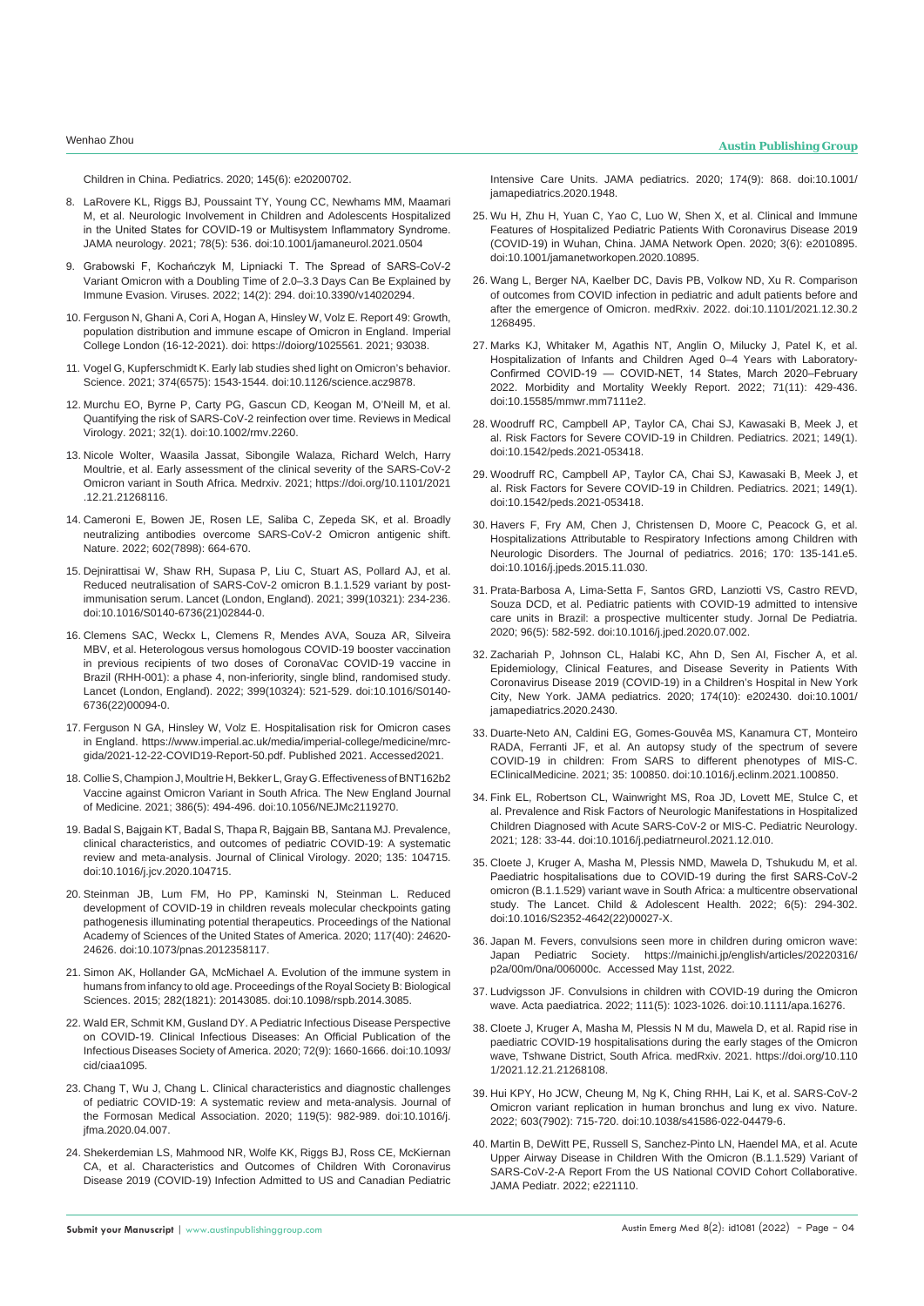Children in China. Pediatrics. 2020; 145(6): e20200702.

8. LaRovere KL, Riggs BJ, Poussaint TY, Young CC, Newhams MM, Maamari M, et al. Neurologic Involvement in Children and Adolescents Hospitalized in the United States for COVID-19 or Multisystem Inflammatory Syndrome. JAMA neurology. 2021; 78(5): 536. doi:10.1001/jamaneurol.2021.0504

9. Grabowski F, Kochańczyk M, Lipniacki T. The Spread of SARS-CoV-2 Variant Omicron with a Doubling Time of 2.0–3.3 Days Can Be Explained by Immune Evasion. Viruses. 2022; 14(2): 294. doi:10.3390/v14020294.

10. Ferguson N, Ghani A, Cori A, Hogan A, Hinsley W, Volz E. Report 49: Growth, population distribution and immune escape of Omicron in England. Imperial College London (16-12-2021). doi: https://doiorg/1025561. 2021; 93038.

11. Vogel G, Kupferschmidt K. Early lab studies shed light on Omicron's behavior. Science. 2021; 374(6575): 1543-1544. doi:10.1126/science.acz9878.

12. Murchu EO, Byrne P, Carty PG, Gascun CD, Keogan M, O'Neill M, et al. Quantifying the risk of SARS-CoV-2 reinfection over time. Reviews in Medical Virology. 2021; 32(1). doi:10.1002/rmv.2260.

13. Nicole Wolter, Waasila Jassat, Sibongile Walaza, Richard Welch, Harry Moultrie, et al. Early assessment of the clinical severity of the SARS-CoV-2 Omicron variant in South Africa. Medrxiv. 2021; https://doi.org/10.1101/2021.12.21.21268116.

14. Cameroni E, Bowen JE, Rosen LE, Saliba C, Zepeda SK, et al. Broadly neutralizing antibodies overcome SARS-CoV-2 Omicron antigenic shift. Nature. 2022; 602(7898): 664-670.

15. Dejnirattisai W, Shaw RH, Supasa P, Liu C, Stuart AS, Pollard AJ, et al. Reduced neutralisation of SARS-CoV-2 omicron B.1.1.529 variant by post-immunisation serum. Lancet (London, England). 2021; 399(10321): 234-236. doi:10.1016/S0140-6736(21)02844-0.

16. Clemens SAC, Weckx L, Clemens R, Mendes AVA, Souza AR, Silveira MBV, et al. Heterologous versus homologous COVID-19 booster vaccination in previous recipients of two doses of CoronaVac COVID-19 vaccine in Brazil (RHH-001): a phase 4, non-inferiority, single blind, randomised study. Lancet (London, England). 2022; 399(10324): 521-529. doi:10.1016/S0140-6736(22)00094-0.

17. Ferguson N GA, Hinsley W, Volz E. Hospitalisation risk for Omicron cases in England. https://www.imperial.ac.uk/media/imperial-college/medicine/mrc-gida/2021-12-22-COVID19-Report-50.pdf. Published 2021. Accessed2021.

18. Collie S, Champion J, Moultrie H, Bekker L, Gray G. Effectiveness of BNT162b2 Vaccine against Omicron Variant in South Africa. The New England Journal of Medicine. 2021; 386(5): 494-496. doi:10.1056/NEJMc2119270.

19. Badal S, Bajgain KT, Badal S, Thapa R, Bajgain BB, Santana MJ. Prevalence, clinical characteristics, and outcomes of pediatric COVID-19: A systematic review and meta-analysis. Journal of Clinical Virology. 2020; 135: 104715. doi:10.1016/j.jcv.2020.104715.

20. Steinman JB, Lum FM, Ho PP, Kaminski N, Steinman L. Reduced development of COVID-19 in children reveals molecular checkpoints gating pathogenesis illuminating potential therapeutics. Proceedings of the National Academy of Sciences of the United States of America. 2020; 117(40): 24620-24626. doi:10.1073/pnas.2012358117.

21. Simon AK, Hollander GA, McMichael A. Evolution of the immune system in humans from infancy to old age. Proceedings of the Royal Society B: Biological Sciences. 2015; 282(1821): 20143085. doi:10.1098/rspb.2014.3085.

22. Wald ER, Schmit KM, Gusland DY. A Pediatric Infectious Disease Perspective on COVID-19. Clinical Infectious Diseases: An Official Publication of the Infectious Diseases Society of America. 2020; 72(9): 1660-1666. doi:10.1093/cid/ciaa1095.

23. Chang T, Wu J, Chang L. Clinical characteristics and diagnostic challenges of pediatric COVID-19: A systematic review and meta-analysis. Journal of the Formosan Medical Association. 2020; 119(5): 982-989. doi:10.1016/j.jfma.2020.04.007.

24. Shekerdemian LS, Mahmood NR, Wolfe KK, Riggs BJ, Ross CE, McKiernan CA, et al. Characteristics and Outcomes of Children With Coronavirus Disease 2019 (COVID-19) Infection Admitted to US and Canadian Pediatric Intensive Care Units. JAMA pediatrics. 2020; 174(9): 868. doi:10.1001/jamapediatrics.2020.1948.

25. Wu H, Zhu H, Yuan C, Yao C, Luo W, Shen X, et al. Clinical and Immune Features of Hospitalized Pediatric Patients With Coronavirus Disease 2019 (COVID-19) in Wuhan, China. JAMA Network Open. 2020; 3(6): e2010895. doi:10.1001/jamanetworkopen.2020.10895.

26. Wang L, Berger NA, Kaelber DC, Davis PB, Volkow ND, Xu R. Comparison of outcomes from COVID infection in pediatric and adult patients before and after the emergence of Omicron. medRxiv. 2022. doi:10.1101/2021.12.30.21268495.

27. Marks KJ, Whitaker M, Agathis NT, Anglin O, Milucky J, Patel K, et al. Hospitalization of Infants and Children Aged 0–4 Years with Laboratory-Confirmed COVID-19 — COVID-NET, 14 States, March 2020–February 2022. Morbidity and Mortality Weekly Report. 2022; 71(11): 429-436. doi:10.15585/mmwr.mm7111e2.

28. Woodruff RC, Campbell AP, Taylor CA, Chai SJ, Kawasaki B, Meek J, et al. Risk Factors for Severe COVID-19 in Children. Pediatrics. 2021; 149(1). doi:10.1542/peds.2021-053418.

29. Woodruff RC, Campbell AP, Taylor CA, Chai SJ, Kawasaki B, Meek J, et al. Risk Factors for Severe COVID-19 in Children. Pediatrics. 2021; 149(1). doi:10.1542/peds.2021-053418.

30. Havers F, Fry AM, Chen J, Christensen D, Moore C, Peacock G, et al. Hospitalizations Attributable to Respiratory Infections among Children with Neurologic Disorders. The Journal of pediatrics. 2016; 170: 135-141.e5. doi:10.1016/j.jpeds.2015.11.030.

31. Prata-Barbosa A, Lima-Setta F, Santos GRD, Lanziotti VS, Castro REVD, Souza DCD, et al. Pediatric patients with COVID-19 admitted to intensive care units in Brazil: a prospective multicenter study. Jornal De Pediatria. 2020; 96(5): 582-592. doi:10.1016/j.jped.2020.07.002.

32. Zachariah P, Johnson CL, Halabi KC, Ahn D, Sen AI, Fischer A, et al. Epidemiology, Clinical Features, and Disease Severity in Patients With Coronavirus Disease 2019 (COVID-19) in a Children's Hospital in New York City, New York. JAMA pediatrics. 2020; 174(10): e202430. doi:10.1001/jamapediatrics.2020.2430.

33. Duarte-Neto AN, Caldini EG, Gomes-Gouvêa MS, Kanamura CT, Monteiro RADA, Ferranti JF, et al. An autopsy study of the spectrum of severe COVID-19 in children: From SARS to different phenotypes of MIS-C. EClinicalMedicine. 2021; 35: 100850. doi:10.1016/j.eclinm.2021.100850.

34. Fink EL, Robertson CL, Wainwright MS, Roa JD, Lovett ME, Stulce C, et al. Prevalence and Risk Factors of Neurologic Manifestations in Hospitalized Children Diagnosed with Acute SARS-CoV-2 or MIS-C. Pediatric Neurology. 2021; 128: 33-44. doi:10.1016/j.pediatrneurol.2021.12.010.

35. Cloete J, Kruger A, Masha M, Plessis NMD, Mawela D, Tshukudu M, et al. Paediatric hospitalisations due to COVID-19 during the first SARS-CoV-2 omicron (B.1.1.529) variant wave in South Africa: a multicentre observational study. The Lancet. Child & Adolescent Health. 2022; 6(5): 294-302. doi:10.1016/S2352-4642(22)00027-X.

36. Japan M. Fevers, convulsions seen more in children during omicron wave: Japan Pediatric Society. https://mainichi.jp/english/articles/20220316/p2a/00m/0na/006000c. Accessed May 11st, 2022.

37. Ludvigsson JF. Convulsions in children with COVID-19 during the Omicron wave. Acta paediatrica. 2022; 111(5): 1023-1026. doi:10.1111/apa.16276.

38. Cloete J, Kruger A, Masha M, Plessis N M du, Mawela D, et al. Rapid rise in paediatric COVID-19 hospitalisations during the early stages of the Omicron wave, Tshwane District, South Africa. medRxiv. 2021. https://doi.org/10.1101/2021.12.21.21268108.

39. Hui KPY, Ho JCW, Cheung M, Ng K, Ching RHH, Lai K, et al. SARS-CoV-2 Omicron variant replication in human bronchus and lung ex vivo. Nature. 2022; 603(7902): 715-720. doi:10.1038/s41586-022-04479-6.

40. Martin B, DeWitt PE, Russell S, Sanchez-Pinto LN, Haendel MA, et al. Acute Upper Airway Disease in Children With the Omicron (B.1.1.529) Variant of SARS-CoV-2-A Report From the US National COVID Cohort Collaborative. JAMA Pediatr. 2022; e221110.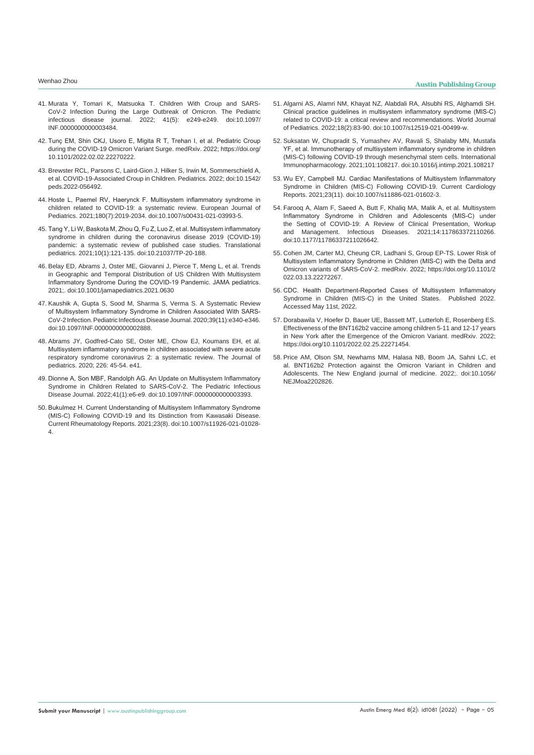41. Murata Y, Tomari K, Matsuoka T. Children With Croup and SARS-CoV-2 Infection During the Large Outbreak of Omicron. The Pediatric infectious disease journal. 2022; 41(5): e249-e249. doi:10.1097/INF.0000000000003484.

42. Tunç EM, Shin CKJ, Usoro E, Migita R T, Trehan I, et al. Pediatric Croup during the COVID-19 Omicron Variant Surge. medRxiv. 2022; https://doi.org/10.1101/2022.02.02.22270222.

43. Brewster RCL, Parsons C, Laird-Gion J, Hilker S, Irwin M, Sommerschield A, et al. COVID-19-Associated Croup in Children. Pediatrics. 2022; doi:10.1542/peds.2022-056492.

44. Hoste L, Paemel RV, Haerynck F. Multisystem inflammatory syndrome in children related to COVID-19: a systematic review. European Journal of Pediatrics. 2021;180(7):2019-2034. doi:10.1007/s00431-021-03993-5.

45. Tang Y, Li W, Baskota M, Zhou Q, Fu Z, Luo Z, et al. Multisystem inflammatory syndrome in children during the coronavirus disease 2019 (COVID-19) pandemic: a systematic review of published case studies. Translational pediatrics. 2021;10(1):121-135. doi:10.21037/TP-20-188.

46. Belay ED, Abrams J, Oster ME, Giovanni J, Pierce T, Meng L, et al. Trends in Geographic and Temporal Distribution of US Children With Multisystem Inflammatory Syndrome During the COVID-19 Pandemic. JAMA pediatrics. 2021;. doi:10.1001/jamapediatrics.2021.0630

47. Kaushik A, Gupta S, Sood M, Sharma S, Verma S. A Systematic Review of Multisystem Inflammatory Syndrome in Children Associated With SARS-CoV-2 Infection. Pediatric Infectious Disease Journal. 2020;39(11):e340-e346. doi:10.1097/INF.0000000000002888.

48. Abrams JY, Godfred-Cato SE, Oster ME, Chow EJ, Koumans EH, et al. Multisystem inflammatory syndrome in children associated with severe acute respiratory syndrome coronavirus 2: a systematic review. The Journal of pediatrics. 2020; 226: 45-54. e41.

49. Dionne A, Son MBF, Randolph AG. An Update on Multisystem Inflammatory Syndrome in Children Related to SARS-CoV-2. The Pediatric Infectious Disease Journal. 2022;41(1):e6-e9. doi:10.1097/INF.0000000000003393.

50. Bukulmez H. Current Understanding of Multisystem Inflammatory Syndrome (MIS-C) Following COVID-19 and Its Distinction from Kawasaki Disease. Current Rheumatology Reports. 2021;23(8). doi:10.1007/s11926-021-01028-4.

51. Algarni AS, Alamri NM, Khayat NZ, Alabdali RA, Alsubhi RS, Alghamdi SH. Clinical practice guidelines in multisystem inflammatory syndrome (MIS-C) related to COVID-19: a critical review and recommendations. World Journal of Pediatrics. 2022;18(2):83-90. doi:10.1007/s12519-021-00499-w.

52. Suksatan W, Chupradit S, Yumashev AV, Ravali S, Shalaby MN, Mustafa YF, et al. Immunotherapy of multisystem inflammatory syndrome in children (MIS-C) following COVID-19 through mesenchymal stem cells. International Immunopharmacology. 2021;101:108217. doi:10.1016/j.intimp.2021.108217

53. Wu EY, Campbell MJ. Cardiac Manifestations of Multisystem Inflammatory Syndrome in Children (MIS-C) Following COVID-19. Current Cardiology Reports. 2021;23(11). doi:10.1007/s11886-021-01602-3.

54. Farooq A, Alam F, Saeed A, Butt F, Khaliq MA, Malik A, et al. Multisystem Inflammatory Syndrome in Children and Adolescents (MIS-C) under the Setting of COVID-19: A Review of Clinical Presentation, Workup and Management. Infectious Diseases. 2021;14:117863372110266. doi:10.1177/11786337211026642.

55. Cohen JM, Carter MJ, Cheung CR, Ladhani S, Group EP-TS. Lower Risk of Multisystem Inflammatory Syndrome in Children (MIS-C) with the Delta and Omicron variants of SARS-CoV-2. medRxiv. 2022; https://doi.org/10.1101/2022.03.13.22272267.

56. CDC. Health Department-Reported Cases of Multisystem Inflammatory Syndrome in Children (MIS-C) in the United States. Published 2022. Accessed May 11st, 2022.

57. Dorabawila V, Hoefer D, Bauer UE, Bassett MT, Lutterloh E, Rosenberg ES. Effectiveness of the BNT162b2 vaccine among children 5-11 and 12-17 years in New York after the Emergence of the Omicron Variant. medRxiv. 2022; https://doi.org/10.1101/2022.02.25.22271454.

58. Price AM, Olson SM, Newhams MM, Halasa NB, Boom JA, Sahni LC, et al. BNT162b2 Protection against the Omicron Variant in Children and Adolescents. The New England journal of medicine. 2022;. doi:10.1056/NEJMoa2202826.